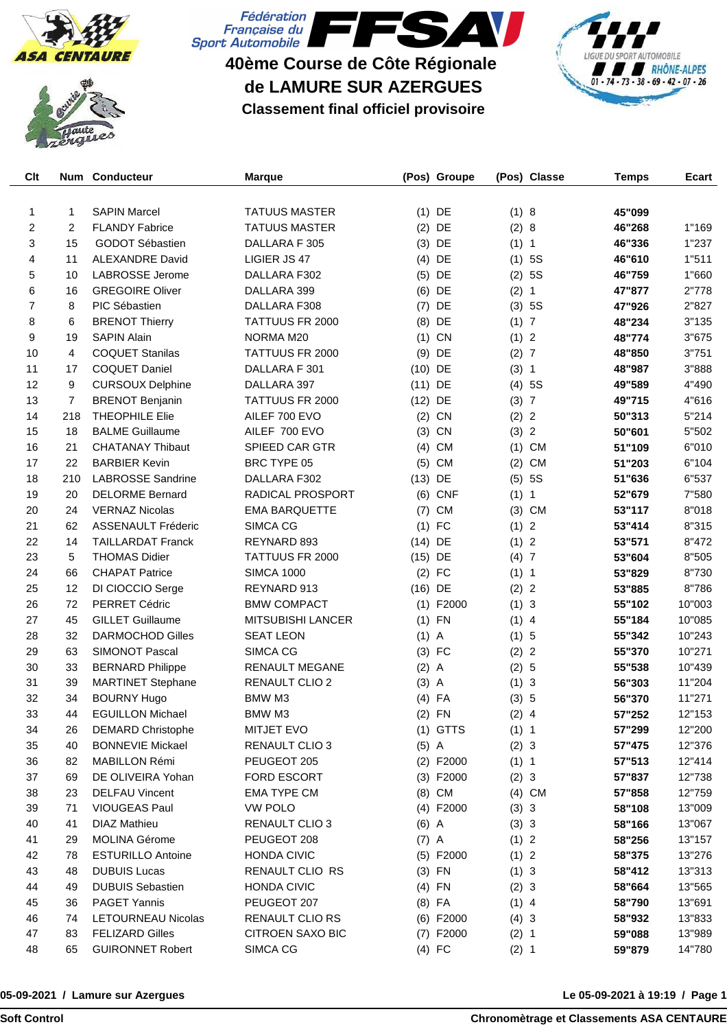Fédération Française du Sport Automobile

# 40ème Course de Côte Régionale de LAMURE SUR AZERGUES

## Classement final officiel provisoire

| Clt | Num | Conducteur | Marque | (Pos) | Groupe | (Pos) | Classe | Temps | Ecart |
|---|---|---|---|---|---|---|---|---|---|
| 1 | 1 | SAPIN Marcel | TATUUS MASTER | (1) | DE | (1) | 8 | **45"099** | |
| 2 | 2 | FLANDY Fabrice | TATUUS MASTER | (2) | DE | (2) | 8 | **46"268** | 1"169 |
| 3 | 15 | GODOT Sébastien | DALLARA F 305 | (3) | DE | (1) | 1 | **46"336** | 1"237 |
| 4 | 11 | ALEXANDRE David | LIGIER JS 47 | (4) | DE | (1) | 5S | **46"610** | 1"511 |
| 5 | 10 | LABROSSE Jerome | DALLARA F302 | (5) | DE | (2) | 5S | **46"759** | 1"660 |
| 6 | 16 | GREGOIRE Oliver | DALLARA 399 | (6) | DE | (2) | 1 | **47"877** | 2"778 |
| 7 | 8 | PIC Sébastien | DALLARA F308 | (7) | DE | (3) | 5S | **47"926** | 2"827 |
| 8 | 6 | BRENOT Thierry | TATTUUS FR 2000 | (8) | DE | (1) | 7 | **48"234** | 3"135 |
| 9 | 19 | SAPIN Alain | NORMA M20 | (1) | CN | (1) | 2 | **48"774** | 3"675 |
| 10 | 4 | COQUET Stanilas | TATTUUS FR 2000 | (9) | DE | (2) | 7 | **48"850** | 3"751 |
| 11 | 17 | COQUET Daniel | DALLARA F 301 | (10) | DE | (3) | 1 | **48"987** | 3"888 |
| 12 | 9 | CURSOUX Delphine | DALLARA 397 | (11) | DE | (4) | 5S | **49"589** | 4"490 |
| 13 | 7 | BRENOT Benjanin | TATTUUS FR 2000 | (12) | DE | (3) | 7 | **49"715** | 4"616 |
| 14 | 218 | THEOPHILE Elie | AILEF 700 EVO | (2) | CN | (2) | 2 | **50"313** | 5"214 |
| 15 | 18 | BALME Guillaume | AILEF 700 EVO | (3) | CN | (3) | 2 | **50"601** | 5"502 |
| 16 | 21 | CHATANAY Thibaut | SPIEED CAR GTR | (4) | CM | (1) | CM | **51"109** | 6"010 |
| 17 | 22 | BARBIER Kevin | BRC TYPE 05 | (5) | CM | (2) | CM | **51"203** | 6"104 |
| 18 | 210 | LABROSSE Sandrine | DALLARA F302 | (13) | DE | (5) | 5S | **51"636** | 6"537 |
| 19 | 20 | DELORME Bernard | RADICAL PROSPORT | (6) | CNF | (1) | 1 | **52"679** | 7"580 |
| 20 | 24 | VERNAZ Nicolas | EMA BARQUETTE | (7) | CM | (3) | CM | **53"117** | 8"018 |
| 21 | 62 | ASSENAULT Fréderic | SIMCA CG | (1) | FC | (1) | 2 | **53"414** | 8"315 |
| 22 | 14 | TAILLARDAT Franck | REYNARD 893 | (14) | DE | (1) | 2 | **53"571** | 8"472 |
| 23 | 5 | THOMAS Didier | TATTUUS FR 2000 | (15) | DE | (4) | 7 | **53"604** | 8"505 |
| 24 | 66 | CHAPAT Patrice | SIMCA 1000 | (2) | FC | (1) | 1 | **53"829** | 8"730 |
| 25 | 12 | DI CIOCCIO Serge | REYNARD 913 | (16) | DE | (2) | 2 | **53"885** | 8"786 |
| 26 | 72 | PERRET Cédric | BMW COMPACT | (1) | F2000 | (1) | 3 | **55"102** | 10"003 |
| 27 | 45 | GILLET Guillaume | MITSUBISHI LANCER | (1) | FN | (1) | 4 | **55"184** | 10"085 |
| 28 | 32 | DARMOCHOD Gilles | SEAT LEON | (1) | A | (1) | 5 | **55"342** | 10"243 |
| 29 | 63 | SIMONOT Pascal | SIMCA CG | (3) | FC | (2) | 2 | **55"370** | 10"271 |
| 30 | 33 | BERNARD Philippe | RENAULT MEGANE | (2) | A | (2) | 5 | **55"538** | 10"439 |
| 31 | 39 | MARTINET Stephane | RENAULT CLIO 2 | (3) | A | (1) | 3 | **56"303** | 11"204 |
| 32 | 34 | BOURNY Hugo | BMW M3 | (4) | FA | (3) | 5 | **56"370** | 11"271 |
| 33 | 44 | EGUILLON Michael | BMW M3 | (2) | FN | (2) | 4 | **57"252** | 12"153 |
| 34 | 26 | DEMARD Christophe | MITJET EVO | (1) | GTTS | (1) | 1 | **57"299** | 12"200 |
| 35 | 40 | BONNEVIE Mickael | RENAULT CLIO 3 | (5) | A | (2) | 3 | **57"475** | 12"376 |
| 36 | 82 | MABILLON Rémi | PEUGEOT 205 | (2) | F2000 | (1) | 1 | **57"513** | 12"414 |
| 37 | 69 | DE OLIVEIRA Yohan | FORD ESCORT | (3) | F2000 | (2) | 3 | **57"837** | 12"738 |
| 38 | 23 | DELFAU Vincent | EMA TYPE CM | (8) | CM | (4) | CM | **57"858** | 12"759 |
| 39 | 71 | VIOUGEAS Paul | VW POLO | (4) | F2000 | (3) | 3 | **58"108** | 13"009 |
| 40 | 41 | DIAZ Mathieu | RENAULT CLIO 3 | (6) | A | (3) | 3 | **58"166** | 13"067 |
| 41 | 29 | MOLINA Gérome | PEUGEOT 208 | (7) | A | (1) | 2 | **58"256** | 13"157 |
| 42 | 78 | ESTURILLO Antoine | HONDA CIVIC | (5) | F2000 | (1) | 2 | **58"375** | 13"276 |
| 43 | 48 | DUBUIS Lucas | RENAULT CLIO RS | (3) | FN | (1) | 3 | **58"412** | 13"313 |
| 44 | 49 | DUBUIS Sebastien | HONDA CIVIC | (4) | FN | (2) | 3 | **58"664** | 13"565 |
| 45 | 36 | PAGET Yannis | PEUGEOT 207 | (8) | FA | (1) | 4 | **58"790** | 13"691 |
| 46 | 74 | LETOURNEAU Nicolas | RENAULT CLIO RS | (6) | F2000 | (4) | 3 | **58"932** | 13"833 |
| 47 | 83 | FELIZARD Gilles | CITROEN SAXO BIC | (7) | F2000 | (2) | 1 | **59"088** | 13"989 |
| 48 | 65 | GUIRONNET Robert | SIMCA CG | (4) | FC | (2) | 1 | **59"879** | 14"780 |

**05-09-2021 / Lamure sur Azergues** — **Le 05-09-2021 à 19:19**

**Soft Control** — **Chronomètrage et Classements ASA CENTAURE**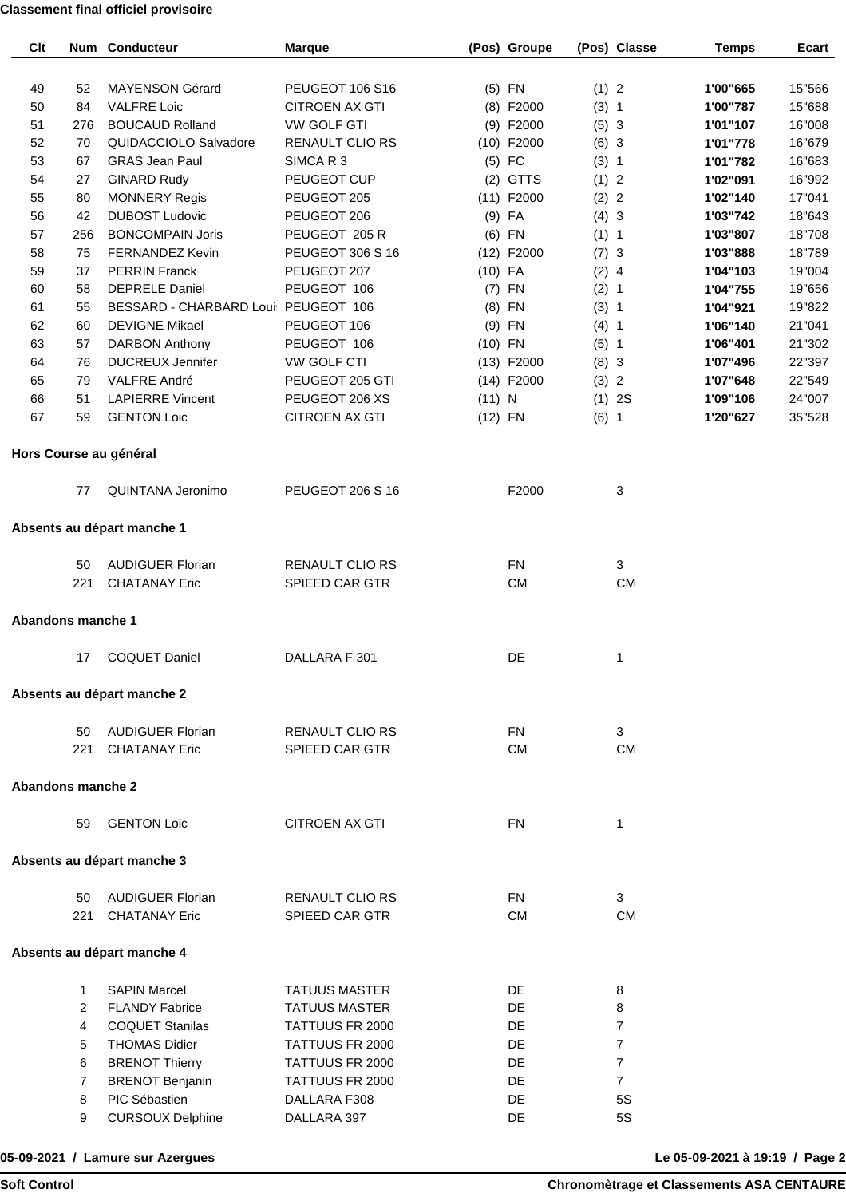**Classement final officiel provisoire**

| Clt | Num | Conducteur | Marque | (Pos) | Groupe | (Pos) | Classe | Temps | Ecart |
|---|---|---|---|---|---|---|---|---|---|
| 49 | 52 | MAYENSON Gérard | PEUGEOT 106 S16 | (5) | FN | (1) | 2 | **1'00"665** | 15"566 |
| 50 | 84 | VALFRE Loic | CITROEN AX GTI | (8) | F2000 | (3) | 1 | **1'00"787** | 15"688 |
| 51 | 276 | BOUCAUD Rolland | VW GOLF GTI | (9) | F2000 | (5) | 3 | **1'01"107** | 16"008 |
| 52 | 70 | QUIDACCIOLO Salvadore | RENAULT CLIO RS | (10) | F2000 | (6) | 3 | **1'01"778** | 16"679 |
| 53 | 67 | GRAS Jean Paul | SIMCA R 3 | (5) | FC | (3) | 1 | **1'01"782** | 16"683 |
| 54 | 27 | GINARD Rudy | PEUGEOT CUP | (2) | GTTS | (1) | 2 | **1'02"091** | 16"992 |
| 55 | 80 | MONNERY Regis | PEUGEOT 205 | (11) | F2000 | (2) | 2 | **1'02"140** | 17"041 |
| 56 | 42 | DUBOST Ludovic | PEUGEOT 206 | (9) | FA | (4) | 3 | **1'03"742** | 18"643 |
| 57 | 256 | BONCOMPAIN Joris | PEUGEOT 205 R | (6) | FN | (1) | 1 | **1'03"807** | 18"708 |
| 58 | 75 | FERNANDEZ Kevin | PEUGEOT 306 S 16 | (12) | F2000 | (7) | 3 | **1'03"888** | 18"789 |
| 59 | 37 | PERRIN Franck | PEUGEOT 207 | (10) | FA | (2) | 4 | **1'04"103** | 19"004 |
| 60 | 58 | DEPRELE Daniel | PEUGEOT 106 | (7) | FN | (2) | 1 | **1'04"755** | 19"656 |
| 61 | 55 | BESSARD - CHARBARD Loui | PEUGEOT 106 | (8) | FN | (3) | 1 | **1'04"921** | 19"822 |
| 62 | 60 | DEVIGNE Mikael | PEUGEOT 106 | (9) | FN | (4) | 1 | **1'06"140** | 21"041 |
| 63 | 57 | DARBON Anthony | PEUGEOT 106 | (10) | FN | (5) | 1 | **1'06"401** | 21"302 |
| 64 | 76 | DUCREUX Jennifer | VW GOLF CTI | (13) | F2000 | (8) | 3 | **1'07"496** | 22"397 |
| 65 | 79 | VALFRE André | PEUGEOT 205 GTI | (14) | F2000 | (3) | 2 | **1'07"648** | 22"549 |
| 66 | 51 | LAPIERRE Vincent | PEUGEOT 206 XS | (11) | N | (1) | 2S | **1'09"106** | 24"007 |
| 67 | 59 | GENTON Loic | CITROEN AX GTI | (12) | FN | (6) | 1 | **1'20"627** | 35"528 |

**Hors Course au général**

| Num | Conducteur | Marque | Groupe | Classe |
|---|---|---|---|---|
| 77 | QUINTANA Jeronimo | PEUGEOT 206 S 16 | F2000 | 3 |

**Absents au départ manche 1**

| Num | Conducteur | Marque | Groupe | Classe |
|---|---|---|---|---|
| 50 | AUDIGUER Florian | RENAULT CLIO RS | FN | 3 |
| 221 | CHATANAY Eric | SPIEED CAR GTR | CM | CM |

**Abandons manche 1**

| Num | Conducteur | Marque | Groupe | Classe |
|---|---|---|---|---|
| 17 | COQUET Daniel | DALLARA F 301 | DE | 1 |

**Absents au départ manche 2**

| Num | Conducteur | Marque | Groupe | Classe |
|---|---|---|---|---|
| 50 | AUDIGUER Florian | RENAULT CLIO RS | FN | 3 |
| 221 | CHATANAY Eric | SPIEED CAR GTR | CM | CM |

**Abandons manche 2**

| Num | Conducteur | Marque | Groupe | Classe |
|---|---|---|---|---|
| 59 | GENTON Loic | CITROEN AX GTI | FN | 1 |

**Absents au départ manche 3**

| Num | Conducteur | Marque | Groupe | Classe |
|---|---|---|---|---|
| 50 | AUDIGUER Florian | RENAULT CLIO RS | FN | 3 |
| 221 | CHATANAY Eric | SPIEED CAR GTR | CM | CM |

**Absents au départ manche 4**

| Num | Conducteur | Marque | Groupe | Classe |
|---|---|---|---|---|
| 1 | SAPIN Marcel | TATUUS MASTER | DE | 8 |
| 2 | FLANDY Fabrice | TATUUS MASTER | DE | 8 |
| 4 | COQUET Stanilas | TATTUUS FR 2000 | DE | 7 |
| 5 | THOMAS Didier | TATTUUS FR 2000 | DE | 7 |
| 6 | BRENOT Thierry | TATTUUS FR 2000 | DE | 7 |
| 7 | BRENOT Benjanin | TATTUUS FR 2000 | DE | 7 |
| 8 | PIC Sébastien | DALLARA F308 | DE | 5S |
| 9 | CURSOUX Delphine | DALLARA 397 | DE | 5S |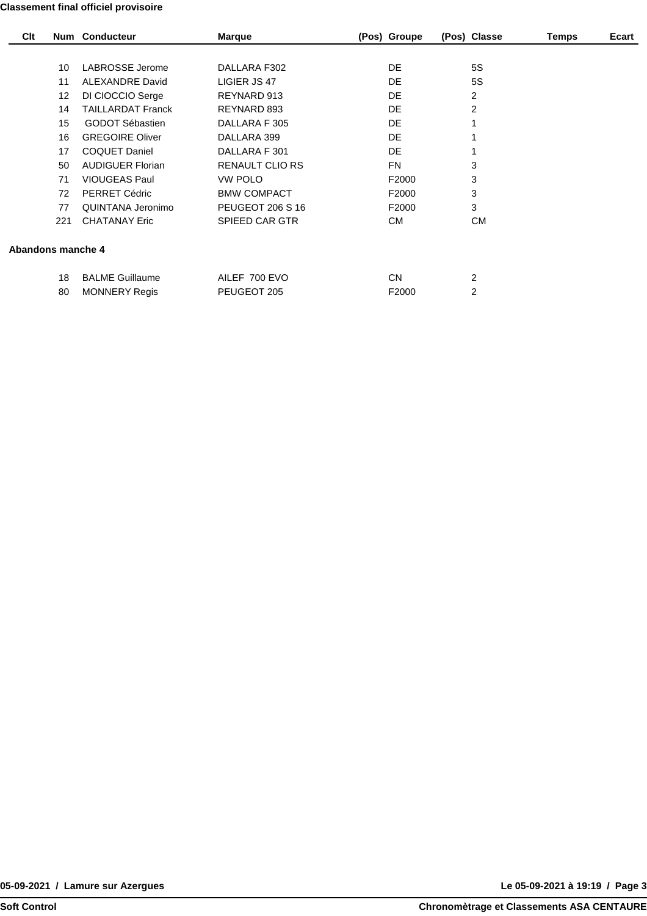**Classement final officiel provisoire**

| Clt | Num | Conducteur | Marque | (Pos) | Groupe | (Pos) | Classe | Temps | Ecart |
|---|---|---|---|---|---|---|---|---|---|
| | 10 | LABROSSE Jerome | DALLARA F302 | | DE | | 5S | | |
| | 11 | ALEXANDRE David | LIGIER JS 47 | | DE | | 5S | | |
| | 12 | DI CIOCCIO Serge | REYNARD 913 | | DE | | 2 | | |
| | 14 | TAILLARDAT Franck | REYNARD 893 | | DE | | 2 | | |
| | 15 | GODOT Sébastien | DALLARA F 305 | | DE | | 1 | | |
| | 16 | GREGOIRE Oliver | DALLARA 399 | | DE | | 1 | | |
| | 17 | COQUET Daniel | DALLARA F 301 | | DE | | 1 | | |
| | 50 | AUDIGUER Florian | RENAULT CLIO RS | | FN | | 3 | | |
| | 71 | VIOUGEAS Paul | VW POLO | | F2000 | | 3 | | |
| | 72 | PERRET Cédric | BMW COMPACT | | F2000 | | 3 | | |
| | 77 | QUINTANA Jeronimo | PEUGEOT 206 S 16 | | F2000 | | 3 | | |
| | 221 | CHATANAY Eric | SPIEED CAR GTR | | CM | | CM | | |

**Abandons manche 4**

| Clt | Num | Conducteur | Marque | (Pos) | Groupe | (Pos) | Classe | Temps | Ecart |
|---|---|---|---|---|---|---|---|---|---|
| | 18 | BALME Guillaume | AILEF 700 EVO | | CN | | 2 | | |
| | 80 | MONNERY Regis | PEUGEOT 205 | | F2000 | | 2 | | |

05-09-2021 / Lamure sur Azergues — Le 05-09-2021 à 19:19

Soft Control — Chronomètrage et Classements ASA CENTAURE